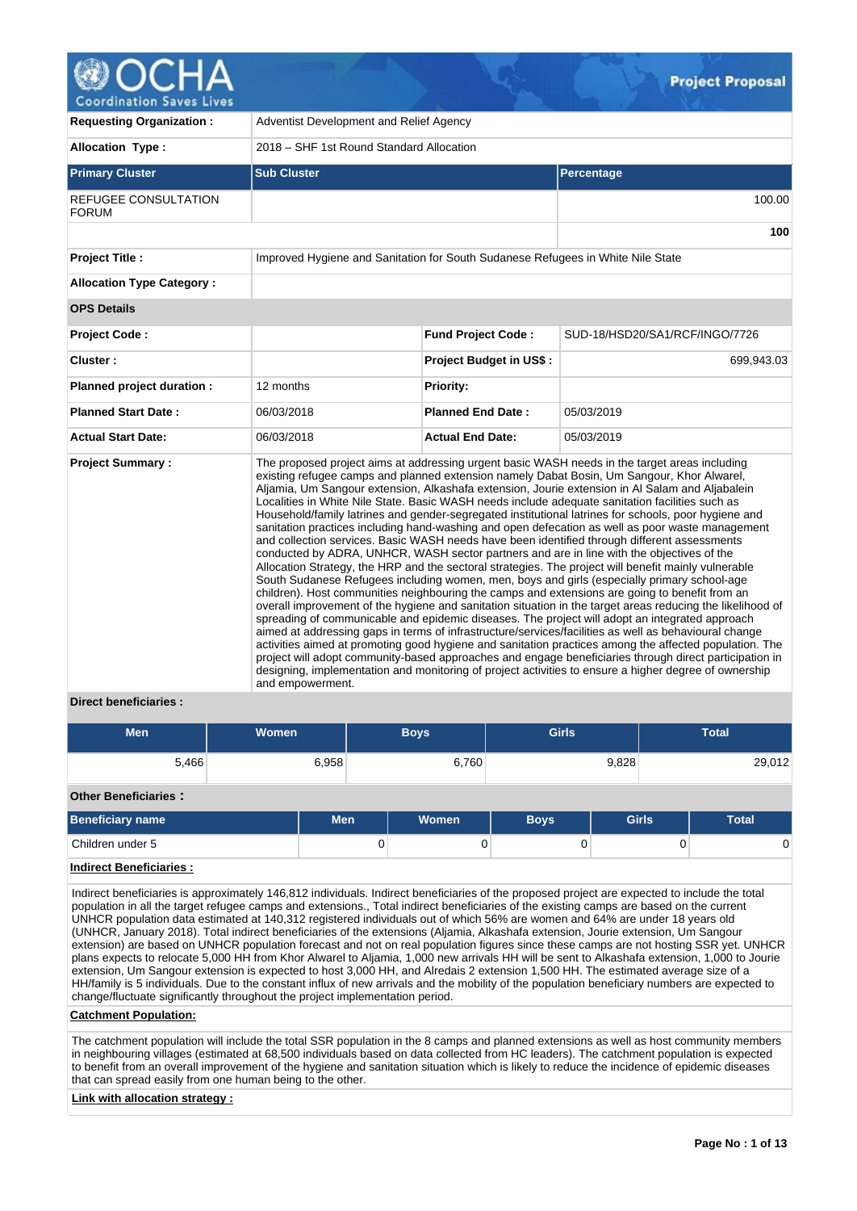# Project Proposal

| | |
|---|---|
| **Requesting Organization :** | Adventist Development and Relief Agency |
| **Allocation Type :** | 2018 – SHF 1st Round Standard Allocation |

| Primary Cluster | Sub Cluster | Percentage |
|---|---|---|
| REFUGEE CONSULTATION FORUM | | 100.00 |
| | | **100** |

| | |
|---|---|
| **Project Title :** | Improved Hygiene and Sanitation for South Sudanese Refugees in White Nile State |
| **Allocation Type Category :** | |

**OPS Details**

| | | | |
|---|---|---|---|
| **Project Code :** | | **Fund Project Code :** | SUD-18/HSD20/SA1/RCF/INGO/7726 |
| **Cluster :** | | **Project Budget in US$ :** | 699,943.03 |
| **Planned project duration :** | 12 months | **Priority:** | |
| **Planned Start Date :** | 06/03/2018 | **Planned End Date :** | 05/03/2019 |
| **Actual Start Date:** | 06/03/2018 | **Actual End Date:** | 05/03/2019 |

**Project Summary :**

The proposed project aims at addressing urgent basic WASH needs in the target areas including existing refugee camps and planned extension namely Dabat Bosin, Um Sangour, Khor Alwarel, Aljamia, Um Sangour extension, Alkashafa extension, Jourie extension in Al Salam and Aljabalein Localities in White Nile State. Basic WASH needs include adequate sanitation facilities such as Household/family latrines and gender-segregated institutional latrines for schools, poor hygiene and sanitation practices including hand-washing and open defecation as well as poor waste management and collection services. Basic WASH needs have been identified through different assessments conducted by ADRA, UNHCR, WASH sector partners and are in line with the objectives of the Allocation Strategy, the HRP and the sectoral strategies. The project will benefit mainly vulnerable South Sudanese Refugees including women, men, boys and girls (especially primary school-age children). Host communities neighbouring the camps and extensions are going to benefit from an overall improvement of the hygiene and sanitation situation in the target areas reducing the likelihood of spreading of communicable and epidemic diseases. The project will adopt an integrated approach aimed at addressing gaps in terms of infrastructure/services/facilities as well as behavioural change activities aimed at promoting good hygiene and sanitation practices among the affected population. The project will adopt community-based approaches and engage beneficiaries through direct participation in designing, implementation and monitoring of project activities to ensure a higher degree of ownership and empowerment.

**Direct beneficiaries :**

| Men | Women | Boys | Girls | Total |
|---|---|---|---|---|
| 5,466 | 6,958 | 6,760 | 9,828 | 29,012 |

**Other Beneficiaries :**

| Beneficiary name | Men | Women | Boys | Girls | Total |
|---|---|---|---|---|---|
| Children under 5 | 0 | 0 | 0 | 0 | 0 |

**Indirect Beneficiaries :**

Indirect beneficiaries is approximately 146,812 individuals. Indirect beneficiaries of the proposed project are expected to include the total population in all the target refugee camps and extensions., Total indirect beneficiaries of the existing camps are based on the current UNHCR population data estimated at 140,312 registered individuals out of which 56% are women and 64% are under 18 years old (UNHCR, January 2018). Total indirect beneficiaries of the extensions (Aljamia, Alkashafa extension, Jourie extension, Um Sangour extension) are based on UNHCR population forecast and not on real population figures since these camps are not hosting SSR yet. UNHCR plans expects to relocate 5,000 HH from Khor Alwarel to Aljamia, 1,000 new arrivals HH will be sent to Alkashafa extension, 1,000 to Jourie extension, Um Sangour extension is expected to host 3,000 HH, and Alredais 2 extension 1,500 HH. The estimated average size of a HH/family is 5 individuals. Due to the constant influx of new arrivals and the mobility of the population beneficiary numbers are expected to change/fluctuate significantly throughout the project implementation period.

**Catchment Population:**

The catchment population will include the total SSR population in the 8 camps and planned extensions as well as host community members in neighbouring villages (estimated at 68,500 individuals based on data collected from HC leaders). The catchment population is expected to benefit from an overall improvement of the hygiene and sanitation situation which is likely to reduce the incidence of epidemic diseases that can spread easily from one human being to the other.

**Link with allocation strategy :**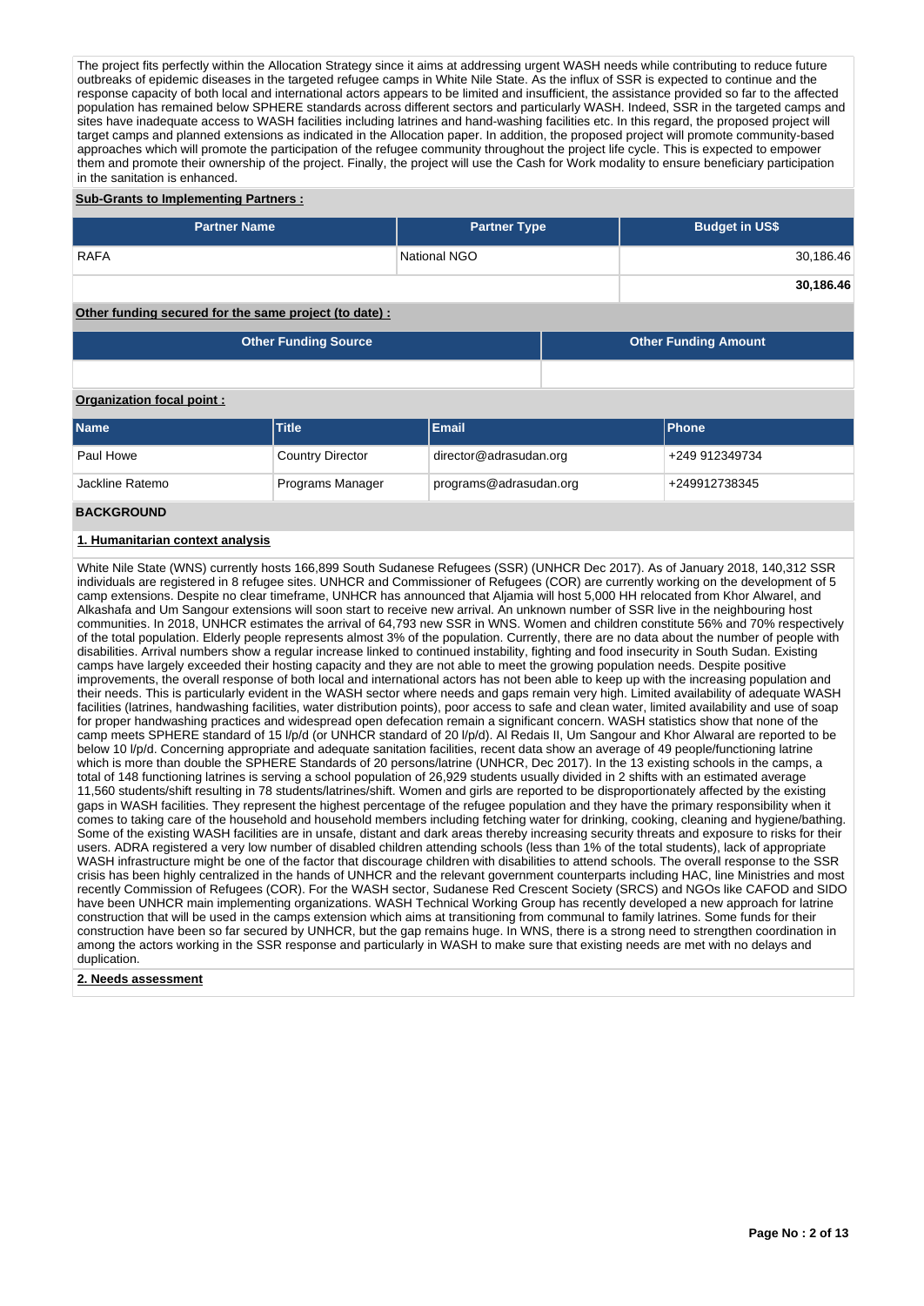The project fits perfectly within the Allocation Strategy since it aims at addressing urgent WASH needs while contributing to reduce future outbreaks of epidemic diseases in the targeted refugee camps in White Nile State. As the influx of SSR is expected to continue and the response capacity of both local and international actors appears to be limited and insufficient, the assistance provided so far to the affected population has remained below SPHERE standards across different sectors and particularly WASH. Indeed, SSR in the targeted camps and sites have inadequate access to WASH facilities including latrines and hand-washing facilities etc. In this regard, the proposed project will target camps and planned extensions as indicated in the Allocation paper. In addition, the proposed project will promote community-based approaches which will promote the participation of the refugee community throughout the project life cycle. This is expected to empower them and promote their ownership of the project. Finally, the project will use the Cash for Work modality to ensure beneficiary participation in the sanitation is enhanced.

**Sub-Grants to Implementing Partners :**

| Partner Name | Partner Type | Budget in US$ |
|---|---|---|
| RAFA | National NGO | 30,186.46 |
| | | **30,186.46** |

**Other funding secured for the same project (to date) :**

| Other Funding Source | Other Funding Amount |
|---|---|
| | |

**Organization focal point :**

| Name | Title | Email | Phone |
|---|---|---|---|
| Paul Howe | Country Director | director@adrasudan.org | +249 912349734 |
| Jackline Ratemo | Programs Manager | programs@adrasudan.org | +249912738345 |

## BACKGROUND

### 1. Humanitarian context analysis

White Nile State (WNS) currently hosts 166,899 South Sudanese Refugees (SSR) (UNHCR Dec 2017). As of January 2018, 140,312 SSR individuals are registered in 8 refugee sites. UNHCR and Commissioner of Refugees (COR) are currently working on the development of 5 camp extensions. Despite no clear timeframe, UNHCR has announced that Aljamia will host 5,000 HH relocated from Khor Alwarel, and Alkashafa and Um Sangour extensions will soon start to receive new arrival. An unknown number of SSR live in the neighbouring host communities. In 2018, UNHCR estimates the arrival of 64,793 new SSR in WNS. Women and children constitute 56% and 70% respectively of the total population. Elderly people represents almost 3% of the population. Currently, there are no data about the number of people with disabilities. Arrival numbers show a regular increase linked to continued instability, fighting and food insecurity in South Sudan. Existing camps have largely exceeded their hosting capacity and they are not able to meet the growing population needs. Despite positive improvements, the overall response of both local and international actors has not been able to keep up with the increasing population and their needs. This is particularly evident in the WASH sector where needs and gaps remain very high. Limited availability of adequate WASH facilities (latrines, handwashing facilities, water distribution points), poor access to safe and clean water, limited availability and use of soap for proper handwashing practices and widespread open defecation remain a significant concern. WASH statistics show that none of the camp meets SPHERE standard of 15 l/p/d (or UNHCR standard of 20 l/p/d). Al Redais II, Um Sangour and Khor Alwaral are reported to be below 10 l/p/d. Concerning appropriate and adequate sanitation facilities, recent data show an average of 49 people/functioning latrine which is more than double the SPHERE Standards of 20 persons/latrine (UNHCR, Dec 2017). In the 13 existing schools in the camps, a total of 148 functioning latrines is serving a school population of 26,929 students usually divided in 2 shifts with an estimated average 11,560 students/shift resulting in 78 students/latrines/shift. Women and girls are reported to be disproportionately affected by the existing gaps in WASH facilities. They represent the highest percentage of the refugee population and they have the primary responsibility when it comes to taking care of the household and household members including fetching water for drinking, cooking, cleaning and hygiene/bathing. Some of the existing WASH facilities are in unsafe, distant and dark areas thereby increasing security threats and exposure to risks for their users. ADRA registered a very low number of disabled children attending schools (less than 1% of the total students), lack of appropriate WASH infrastructure might be one of the factor that discourage children with disabilities to attend schools. The overall response to the SSR crisis has been highly centralized in the hands of UNHCR and the relevant government counterparts including HAC, line Ministries and most recently Commission of Refugees (COR). For the WASH sector, Sudanese Red Crescent Society (SRCS) and NGOs like CAFOD and SIDO have been UNHCR main implementing organizations. WASH Technical Working Group has recently developed a new approach for latrine construction that will be used in the camps extension which aims at transitioning from communal to family latrines. Some funds for their construction have been so far secured by UNHCR, but the gap remains huge. In WNS, there is a strong need to strengthen coordination in among the actors working in the SSR response and particularly in WASH to make sure that existing needs are met with no delays and duplication.

### 2. Needs assessment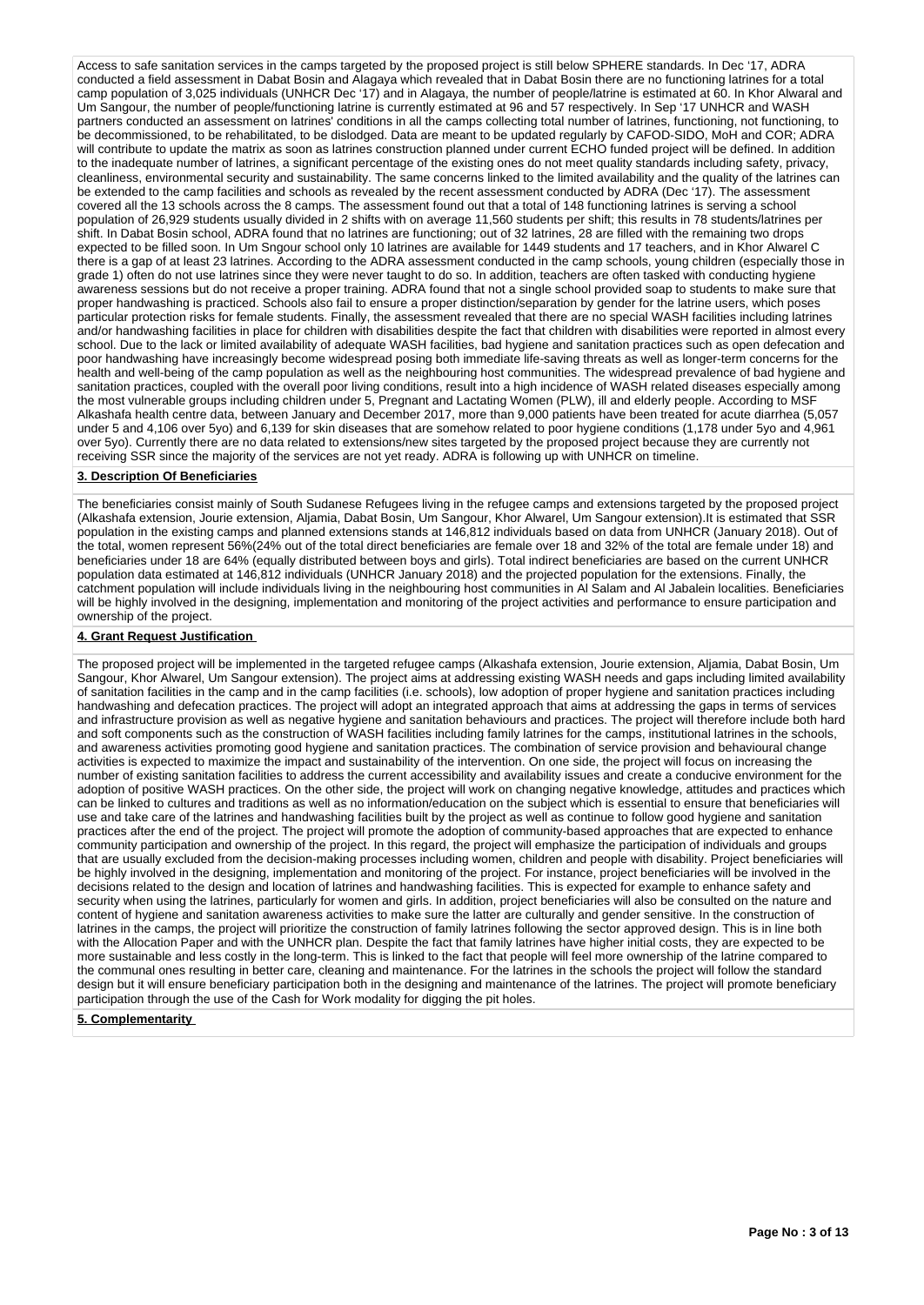Access to safe sanitation services in the camps targeted by the proposed project is still below SPHERE standards. In Dec '17, ADRA conducted a field assessment in Dabat Bosin and Alagaya which revealed that in Dabat Bosin there are no functioning latrines for a total camp population of 3,025 individuals (UNHCR Dec '17) and in Alagaya, the number of people/latrine is estimated at 60. In Khor Alwaral and Um Sangour, the number of people/functioning latrine is currently estimated at 96 and 57 respectively. In Sep '17 UNHCR and WASH partners conducted an assessment on latrines' conditions in all the camps collecting total number of latrines, functioning, not functioning, to be decommissioned, to be rehabilitated, to be dislodged. Data are meant to be updated regularly by CAFOD-SIDO, MoH and COR; ADRA will contribute to update the matrix as soon as latrines construction planned under current ECHO funded project will be defined. In addition to the inadequate number of latrines, a significant percentage of the existing ones do not meet quality standards including safety, privacy, cleanliness, environmental security and sustainability. The same concerns linked to the limited availability and the quality of the latrines can be extended to the camp facilities and schools as revealed by the recent assessment conducted by ADRA (Dec '17). The assessment covered all the 13 schools across the 8 camps. The assessment found out that a total of 148 functioning latrines is serving a school population of 26,929 students usually divided in 2 shifts with on average 11,560 students per shift; this results in 78 students/latrines per shift. In Dabat Bosin school, ADRA found that no latrines are functioning; out of 32 latrines, 28 are filled with the remaining two drops expected to be filled soon. In Um Sngour school only 10 latrines are available for 1449 students and 17 teachers, and in Khor Alwarel C there is a gap of at least 23 latrines. According to the ADRA assessment conducted in the camp schools, young children (especially those in grade 1) often do not use latrines since they were never taught to do so. In addition, teachers are often tasked with conducting hygiene awareness sessions but do not receive a proper training. ADRA found that not a single school provided soap to students to make sure that proper handwashing is practiced. Schools also fail to ensure a proper distinction/separation by gender for the latrine users, which poses particular protection risks for female students. Finally, the assessment revealed that there are no special WASH facilities including latrines and/or handwashing facilities in place for children with disabilities despite the fact that children with disabilities were reported in almost every school. Due to the lack or limited availability of adequate WASH facilities, bad hygiene and sanitation practices such as open defecation and poor handwashing have increasingly become widespread posing both immediate life-saving threats as well as longer-term concerns for the health and well-being of the camp population as well as the neighbouring host communities. The widespread prevalence of bad hygiene and sanitation practices, coupled with the overall poor living conditions, result into a high incidence of WASH related diseases especially among the most vulnerable groups including children under 5, Pregnant and Lactating Women (PLW), ill and elderly people. According to MSF Alkashafa health centre data, between January and December 2017, more than 9,000 patients have been treated for acute diarrhea (5,057 under 5 and 4,106 over 5yo) and 6,139 for skin diseases that are somehow related to poor hygiene conditions (1,178 under 5yo and 4,961 over 5yo). Currently there are no data related to extensions/new sites targeted by the proposed project because they are currently not receiving SSR since the majority of the services are not yet ready. ADRA is following up with UNHCR on timeline.

**3. Description Of Beneficiaries**

The beneficiaries consist mainly of South Sudanese Refugees living in the refugee camps and extensions targeted by the proposed project (Alkashafa extension, Jourie extension, Aljamia, Dabat Bosin, Um Sangour, Khor Alwarel, Um Sangour extension).It is estimated that SSR population in the existing camps and planned extensions stands at 146,812 individuals based on data from UNHCR (January 2018). Out of the total, women represent 56%(24% out of the total direct beneficiaries are female over 18 and 32% of the total are female under 18) and beneficiaries under 18 are 64% (equally distributed between boys and girls). Total indirect beneficiaries are based on the current UNHCR population data estimated at 146,812 individuals (UNHCR January 2018) and the projected population for the extensions. Finally, the catchment population will include individuals living in the neighbouring host communities in Al Salam and Al Jabalein localities. Beneficiaries will be highly involved in the designing, implementation and monitoring of the project activities and performance to ensure participation and ownership of the project.

**4. Grant Request Justification**

The proposed project will be implemented in the targeted refugee camps (Alkashafa extension, Jourie extension, Aljamia, Dabat Bosin, Um Sangour, Khor Alwarel, Um Sangour extension). The project aims at addressing existing WASH needs and gaps including limited availability of sanitation facilities in the camp and in the camp facilities (i.e. schools), low adoption of proper hygiene and sanitation practices including handwashing and defecation practices. The project will adopt an integrated approach that aims at addressing the gaps in terms of services and infrastructure provision as well as negative hygiene and sanitation behaviours and practices. The project will therefore include both hard and soft components such as the construction of WASH facilities including family latrines for the camps, institutional latrines in the schools, and awareness activities promoting good hygiene and sanitation practices. The combination of service provision and behavioural change activities is expected to maximize the impact and sustainability of the intervention. On one side, the project will focus on increasing the number of existing sanitation facilities to address the current accessibility and availability issues and create a conducive environment for the adoption of positive WASH practices. On the other side, the project will work on changing negative knowledge, attitudes and practices which can be linked to cultures and traditions as well as no information/education on the subject which is essential to ensure that beneficiaries will use and take care of the latrines and handwashing facilities built by the project as well as continue to follow good hygiene and sanitation practices after the end of the project. The project will promote the adoption of community-based approaches that are expected to enhance community participation and ownership of the project. In this regard, the project will emphasize the participation of individuals and groups that are usually excluded from the decision-making processes including women, children and people with disability. Project beneficiaries will be highly involved in the designing, implementation and monitoring of the project. For instance, project beneficiaries will be involved in the decisions related to the design and location of latrines and handwashing facilities. This is expected for example to enhance safety and security when using the latrines, particularly for women and girls. In addition, project beneficiaries will also be consulted on the nature and content of hygiene and sanitation awareness activities to make sure the latter are culturally and gender sensitive. In the construction of latrines in the camps, the project will prioritize the construction of family latrines following the sector approved design. This is in line both with the Allocation Paper and with the UNHCR plan. Despite the fact that family latrines have higher initial costs, they are expected to be more sustainable and less costly in the long-term. This is linked to the fact that people will feel more ownership of the latrine compared to the communal ones resulting in better care, cleaning and maintenance. For the latrines in the schools the project will follow the standard design but it will ensure beneficiary participation both in the designing and maintenance of the latrines. The project will promote beneficiary participation through the use of the Cash for Work modality for digging the pit holes.

**5. Complementarity**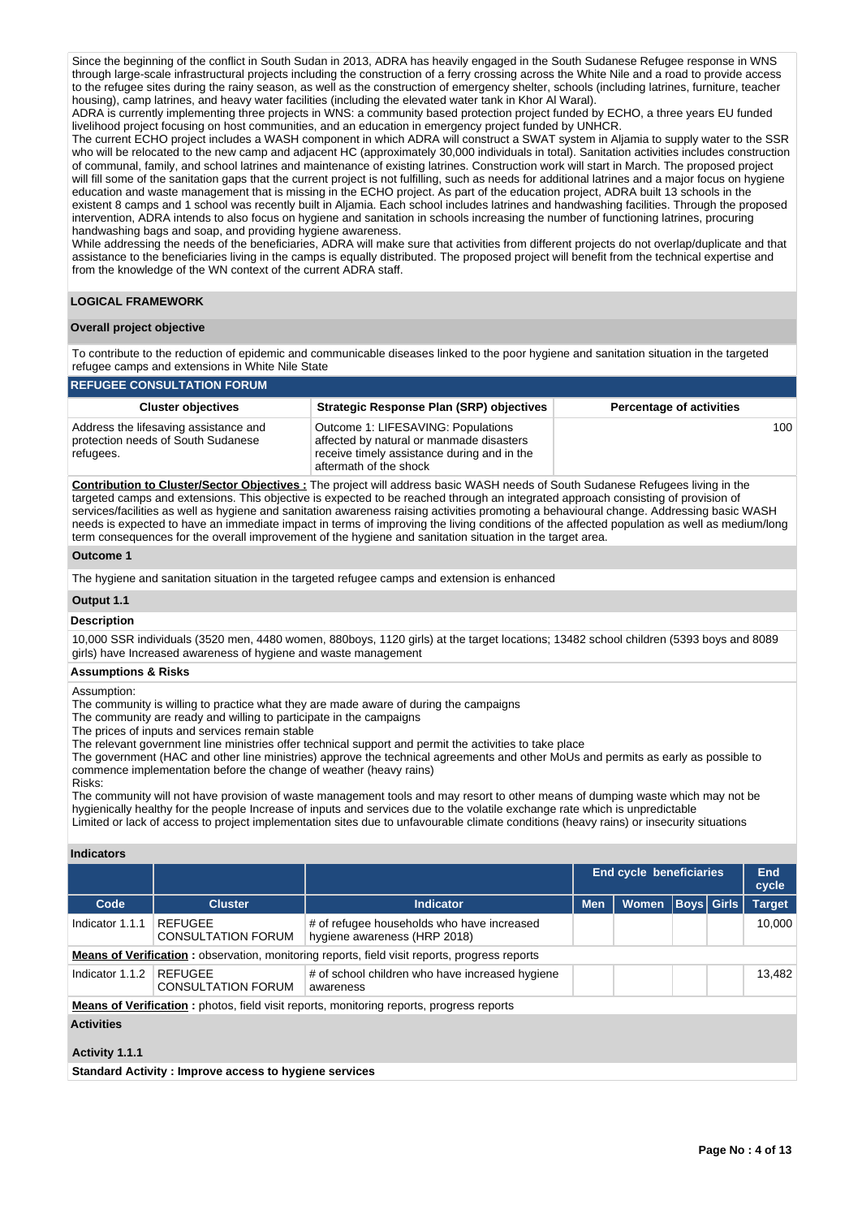Since the beginning of the conflict in South Sudan in 2013, ADRA has heavily engaged in the South Sudanese Refugee response in WNS through large-scale infrastructural projects including the construction of a ferry crossing across the White Nile and a road to provide access to the refugee sites during the rainy season, as well as the construction of emergency shelter, schools (including latrines, furniture, teacher housing), camp latrines, and heavy water facilities (including the elevated water tank in Khor Al Waral).
ADRA is currently implementing three projects in WNS: a community based protection project funded by ECHO, a three years EU funded livelihood project focusing on host communities, and an education in emergency project funded by UNHCR.
The current ECHO project includes a WASH component in which ADRA will construct a SWAT system in Aljamia to supply water to the SSR who will be relocated to the new camp and adjacent HC (approximately 30,000 individuals in total). Sanitation activities includes construction of communal, family, and school latrines and maintenance of existing latrines. Construction work will start in March. The proposed project will fill some of the sanitation gaps that the current project is not fulfilling, such as needs for additional latrines and a major focus on hygiene education and waste management that is missing in the ECHO project. As part of the education project, ADRA built 13 schools in the existent 8 camps and 1 school was recently built in Aljamia. Each school includes latrines and handwashing facilities. Through the proposed intervention, ADRA intends to also focus on hygiene and sanitation in schools increasing the number of functioning latrines, procuring handwashing bags and soap, and providing hygiene awareness.
While addressing the needs of the beneficiaries, ADRA will make sure that activities from different projects do not overlap/duplicate and that assistance to the beneficiaries living in the camps is equally distributed. The proposed project will benefit from the technical expertise and from the knowledge of the WN context of the current ADRA staff.

## LOGICAL FRAMEWORK

### Overall project objective

To contribute to the reduction of epidemic and communicable diseases linked to the poor hygiene and sanitation situation in the targeted refugee camps and extensions in White Nile State

**REFUGEE CONSULTATION FORUM**

| Cluster objectives | Strategic Response Plan (SRP) objectives | Percentage of activities |
|---|---|---|
| Address the lifesaving assistance and protection needs of South Sudanese refugees. | Outcome 1: LIFESAVING: Populations affected by natural or manmade disasters receive timely assistance during and in the aftermath of the shock | 100 |

**Contribution to Cluster/Sector Objectives :** The project will address basic WASH needs of South Sudanese Refugees living in the targeted camps and extensions. This objective is expected to be reached through an integrated approach consisting of provision of services/facilities as well as hygiene and sanitation awareness raising activities promoting a behavioural change. Addressing basic WASH needs is expected to have an immediate impact in terms of improving the living conditions of the affected population as well as medium/long term consequences for the overall improvement of the hygiene and sanitation situation in the target area.

### Outcome 1

The hygiene and sanitation situation in the targeted refugee camps and extension is enhanced

### Output 1.1

**Description**

10,000 SSR individuals (3520 men, 4480 women, 880boys, 1120 girls) at the target locations; 13482 school children (5393 boys and 8089 girls) have Increased awareness of hygiene and waste management

**Assumptions & Risks**

Assumption:
The community is willing to practice what they are made aware of during the campaigns
The community are ready and willing to participate in the campaigns
The prices of inputs and services remain stable
The relevant government line ministries offer technical support and permit the activities to take place
The government (HAC and other line ministries) approve the technical agreements and other MoUs and permits as early as possible to commence implementation before the change of weather (heavy rains)
Risks:
The community will not have provision of waste management tools and may resort to other means of dumping waste which may not be hygienically healthy for the people Increase of inputs and services due to the volatile exchange rate which is unpredictable
Limited or lack of access to project implementation sites due to unfavourable climate conditions (heavy rains) or insecurity situations

**Indicators**

| | | | End cycle beneficiaries | | | | End cycle |
|---|---|---|---|---|---|---|---|
| Code | Cluster | Indicator | Men | Women | Boys | Girls | Target |
| Indicator 1.1.1 | REFUGEE CONSULTATION FORUM | # of refugee households who have increased hygiene awareness (HRP 2018) | | | | | 10,000 |
| **Means of Verification :** observation, monitoring reports, field visit reports, progress reports | | | | | | | |
| Indicator 1.1.2 | REFUGEE CONSULTATION FORUM | # of school children who have increased hygiene awareness | | | | | 13,482 |
| **Means of Verification :** photos, field visit reports, monitoring reports, progress reports | | | | | | | |

**Activities**

**Activity 1.1.1**

**Standard Activity : Improve access to hygiene services**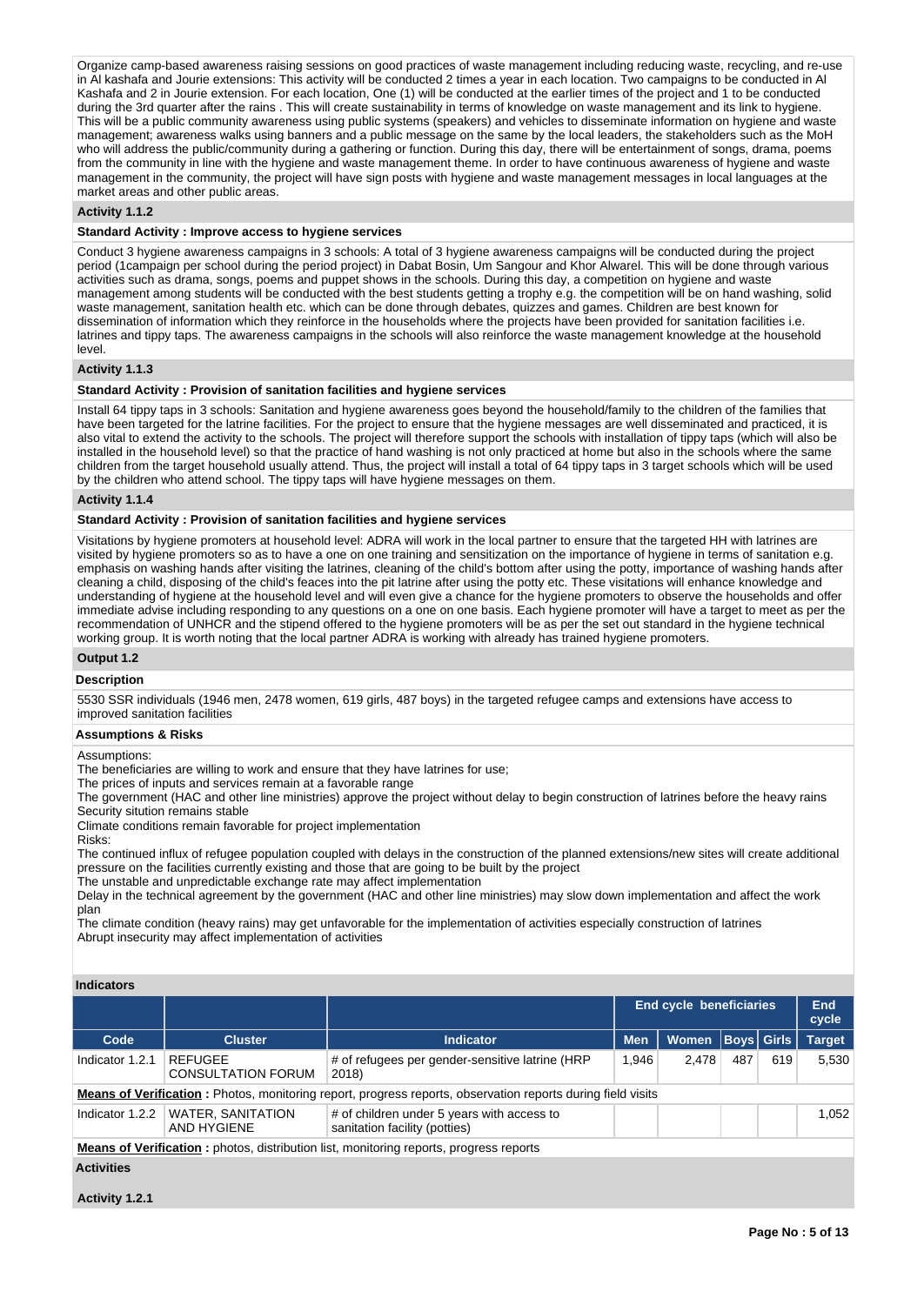Organize camp-based awareness raising sessions on good practices of waste management including reducing waste, recycling, and re-use in Al kashafa and Jourie extensions: This activity will be conducted 2 times a year in each location. Two campaigns to be conducted in Al Kashafa and 2 in Jourie extension. For each location, One (1) will be conducted at the earlier times of the project and 1 to be conducted during the 3rd quarter after the rains . This will create sustainability in terms of knowledge on waste management and its link to hygiene. This will be a public community awareness using public systems (speakers) and vehicles to disseminate information on hygiene and waste management; awareness walks using banners and a public message on the same by the local leaders, the stakeholders such as the MoH who will address the public/community during a gathering or function. During this day, there will be entertainment of songs, drama, poems from the community in line with the hygiene and waste management theme. In order to have continuous awareness of hygiene and waste management in the community, the project will have sign posts with hygiene and waste management messages in local languages at the market areas and other public areas.

### Activity 1.1.2

**Standard Activity : Improve access to hygiene services**

Conduct 3 hygiene awareness campaigns in 3 schools: A total of 3 hygiene awareness campaigns will be conducted during the project period (1campaign per school during the period project) in Dabat Bosin, Um Sangour and Khor Alwarel. This will be done through various activities such as drama, songs, poems and puppet shows in the schools. During this day, a competition on hygiene and waste management among students will be conducted with the best students getting a trophy e.g. the competition will be on hand washing, solid waste management, sanitation health etc. which can be done through debates, quizzes and games. Children are best known for dissemination of information which they reinforce in the households where the projects have been provided for sanitation facilities i.e. latrines and tippy taps. The awareness campaigns in the schools will also reinforce the waste management knowledge at the household level.

### Activity 1.1.3

**Standard Activity : Provision of sanitation facilities and hygiene services**

Install 64 tippy taps in 3 schools: Sanitation and hygiene awareness goes beyond the household/family to the children of the families that have been targeted for the latrine facilities. For the project to ensure that the hygiene messages are well disseminated and practiced, it is also vital to extend the activity to the schools. The project will therefore support the schools with installation of tippy taps (which will also be installed in the household level) so that the practice of hand washing is not only practiced at home but also in the schools where the same children from the target household usually attend. Thus, the project will install a total of 64 tippy taps in 3 target schools which will be used by the children who attend school. The tippy taps will have hygiene messages on them.

### Activity 1.1.4

**Standard Activity : Provision of sanitation facilities and hygiene services**

Visitations by hygiene promoters at household level: ADRA will work in the local partner to ensure that the targeted HH with latrines are visited by hygiene promoters so as to have a one on one training and sensitization on the importance of hygiene in terms of sanitation e.g. emphasis on washing hands after visiting the latrines, cleaning of the child's bottom after using the potty, importance of washing hands after cleaning a child, disposing of the child's feaces into the pit latrine after using the potty etc. These visitations will enhance knowledge and understanding of hygiene at the household level and will even give a chance for the hygiene promoters to observe the households and offer immediate advise including responding to any questions on a one on one basis. Each hygiene promoter will have a target to meet as per the recommendation of UNHCR and the stipend offered to the hygiene promoters will be as per the set out standard in the hygiene technical working group. It is worth noting that the local partner ADRA is working with already has trained hygiene promoters.

## Output 1.2

### Description

5530 SSR individuals (1946 men, 2478 women, 619 girls, 487 boys) in the targeted refugee camps and extensions have access to improved sanitation facilities

### Assumptions & Risks

Assumptions:

The beneficiaries are willing to work and ensure that they have latrines for use;

The prices of inputs and services remain at a favorable range

The government (HAC and other line ministries) approve the project without delay to begin construction of latrines before the heavy rains

Security situtaion remains stable

Climate conditions remain favorable for project implementation

Risks:

The continued influx of refugee population coupled with delays in the construction of the planned extensions/new sites will create additional pressure on the facilities currently existing and those that are going to be built by the project

The unstable and unpredictable exchange rate may affect implementation

Delay in the technical agreement by the government (HAC and other line ministries) may slow down implementation and affect the work plan

The climate condition (heavy rains) may get unfavorable for the implementation of activities especially construction of latrines

Abrupt insecurity may affect implementation of activities

### Indicators

| | | | End cycle beneficiaries | | | | End cycle |
|---|---|---|---|---|---|---|---|
| Code | Cluster | Indicator | Men | Women | Boys | Girls | Target |
| Indicator 1.2.1 | REFUGEE CONSULTATION FORUM | # of refugees per gender-sensitive latrine (HRP 2018) | 1,946 | 2,478 | 487 | 619 | 5,530 |
| **Means of Verification :** Photos, monitoring report, progress reports, observation reports during field visits | | | | | | | |
| Indicator 1.2.2 | WATER, SANITATION AND HYGIENE | # of children under 5 years with access to sanitation facility (potties) | | | | | 1,052 |
| **Means of Verification :** photos, distribution list, monitoring reports, progress reports | | | | | | | |

### Activities

### Activity 1.2.1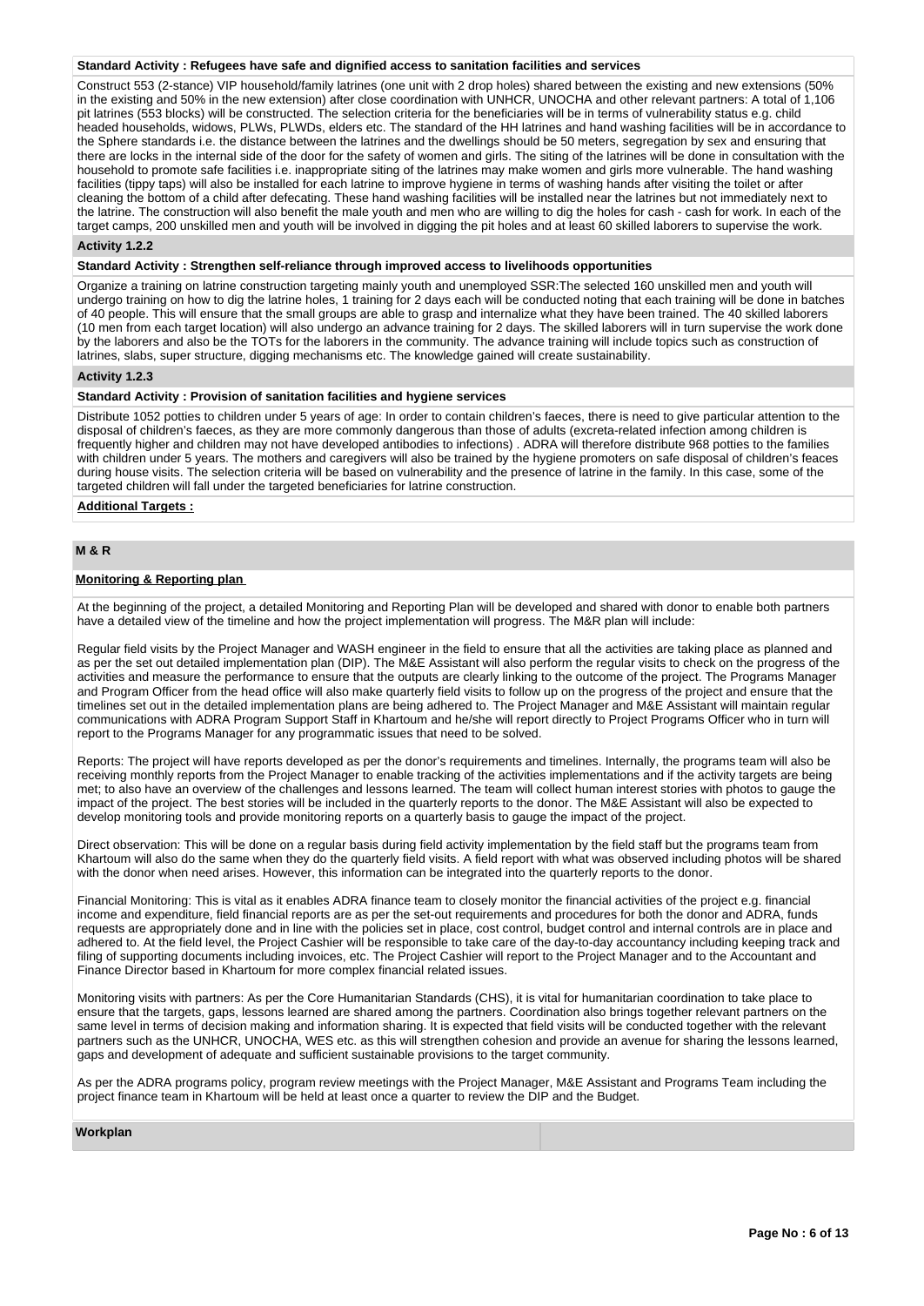**Standard Activity : Refugees have safe and dignified access to sanitation facilities and services**

Construct 553 (2-stance) VIP household/family latrines (one unit with 2 drop holes) shared between the existing and new extensions (50% in the existing and 50% in the new extension) after close coordination with UNHCR, UNOCHA and other relevant partners: A total of 1,106 pit latrines (553 blocks) will be constructed. The selection criteria for the beneficiaries will be in terms of vulnerability status e.g. child headed households, widows, PLWs, PLWDs, elders etc. The standard of the HH latrines and hand washing facilities will be in accordance to the Sphere standards i.e. the distance between the latrines and the dwellings should be 50 meters, segregation by sex and ensuring that there are locks in the internal side of the door for the safety of women and girls. The siting of the latrines will be done in consultation with the household to promote safe facilities i.e. inappropriate siting of the latrines may make women and girls more vulnerable. The hand washing facilities (tippy taps) will also be installed for each latrine to improve hygiene in terms of washing hands after visiting the toilet or after cleaning the bottom of a child after defecating. These hand washing facilities will be installed near the latrines but not immediately next to the latrine. The construction will also benefit the male youth and men who are willing to dig the holes for cash - cash for work. In each of the target camps, 200 unskilled men and youth will be involved in digging the pit holes and at least 60 skilled laborers to supervise the work.

**Activity 1.2.2**

**Standard Activity : Strengthen self-reliance through improved access to livelihoods opportunities**

Organize a training on latrine construction targeting mainly youth and unemployed SSR:The selected 160 unskilled men and youth will undergo training on how to dig the latrine holes, 1 training for 2 days each will be conducted noting that each training will be done in batches of 40 people. This will ensure that the small groups are able to grasp and internalize what they have been trained. The 40 skilled laborers (10 men from each target location) will also undergo an advance training for 2 days. The skilled laborers will in turn supervise the work done by the laborers and also be the TOTs for the laborers in the community. The advance training will include topics such as construction of latrines, slabs, super structure, digging mechanisms etc. The knowledge gained will create sustainability.

**Activity 1.2.3**

**Standard Activity : Provision of sanitation facilities and hygiene services**

Distribute 1052 potties to children under 5 years of age: In order to contain children's faeces, there is need to give particular attention to the disposal of children's faeces, as they are more commonly dangerous than those of adults (excreta-related infection among children is frequently higher and children may not have developed antibodies to infections) . ADRA will therefore distribute 968 potties to the families with children under 5 years. The mothers and caregivers will also be trained by the hygiene promoters on safe disposal of children's feaces during house visits. The selection criteria will be based on vulnerability and the presence of latrine in the family. In this case, some of the targeted children will fall under the targeted beneficiaries for latrine construction.

**Additional Targets :**

## M & R

**Monitoring & Reporting plan**

At the beginning of the project, a detailed Monitoring and Reporting Plan will be developed and shared with donor to enable both partners have a detailed view of the timeline and how the project implementation will progress. The M&R plan will include:

Regular field visits by the Project Manager and WASH engineer in the field to ensure that all the activities are taking place as planned and as per the set out detailed implementation plan (DIP). The M&E Assistant will also perform the regular visits to check on the progress of the activities and measure the performance to ensure that the outputs are clearly linking to the outcome of the project. The Programs Manager and Program Officer from the head office will also make quarterly field visits to follow up on the progress of the project and ensure that the timelines set out in the detailed implementation plans are being adhered to. The Project Manager and M&E Assistant will maintain regular communications with ADRA Program Support Staff in Khartoum and he/she will report directly to Project Programs Officer who in turn will report to the Programs Manager for any programmatic issues that need to be solved.

Reports: The project will have reports developed as per the donor's requirements and timelines. Internally, the programs team will also be receiving monthly reports from the Project Manager to enable tracking of the activities implementations and if the activity targets are being met; to also have an overview of the challenges and lessons learned. The team will collect human interest stories with photos to gauge the impact of the project. The best stories will be included in the quarterly reports to the donor. The M&E Assistant will also be expected to develop monitoring tools and provide monitoring reports on a quarterly basis to gauge the impact of the project.

Direct observation: This will be done on a regular basis during field activity implementation by the field staff but the programs team from Khartoum will also do the same when they do the quarterly field visits. A field report with what was observed including photos will be shared with the donor when need arises. However, this information can be integrated into the quarterly reports to the donor.

Financial Monitoring: This is vital as it enables ADRA finance team to closely monitor the financial activities of the project e.g. financial income and expenditure, field financial reports are as per the set-out requirements and procedures for both the donor and ADRA, funds requests are appropriately done and in line with the policies set in place, cost control, budget control and internal controls are in place and adhered to. At the field level, the Project Cashier will be responsible to take care of the day-to-day accountancy including keeping track and filing of supporting documents including invoices, etc. The Project Cashier will report to the Project Manager and to the Accountant and Finance Director based in Khartoum for more complex financial related issues.

Monitoring visits with partners: As per the Core Humanitarian Standards (CHS), it is vital for humanitarian coordination to take place to ensure that the targets, gaps, lessons learned are shared among the partners. Coordination also brings together relevant partners on the same level in terms of decision making and information sharing. It is expected that field visits will be conducted together with the relevant partners such as the UNHCR, UNOCHA, WES etc. as this will strengthen cohesion and provide an avenue for sharing the lessons learned, gaps and development of adequate and sufficient sustainable provisions to the target community.

As per the ADRA programs policy, program review meetings with the Project Manager, M&E Assistant and Programs Team including the project finance team in Khartoum will be held at least once a quarter to review the DIP and the Budget.

**Workplan**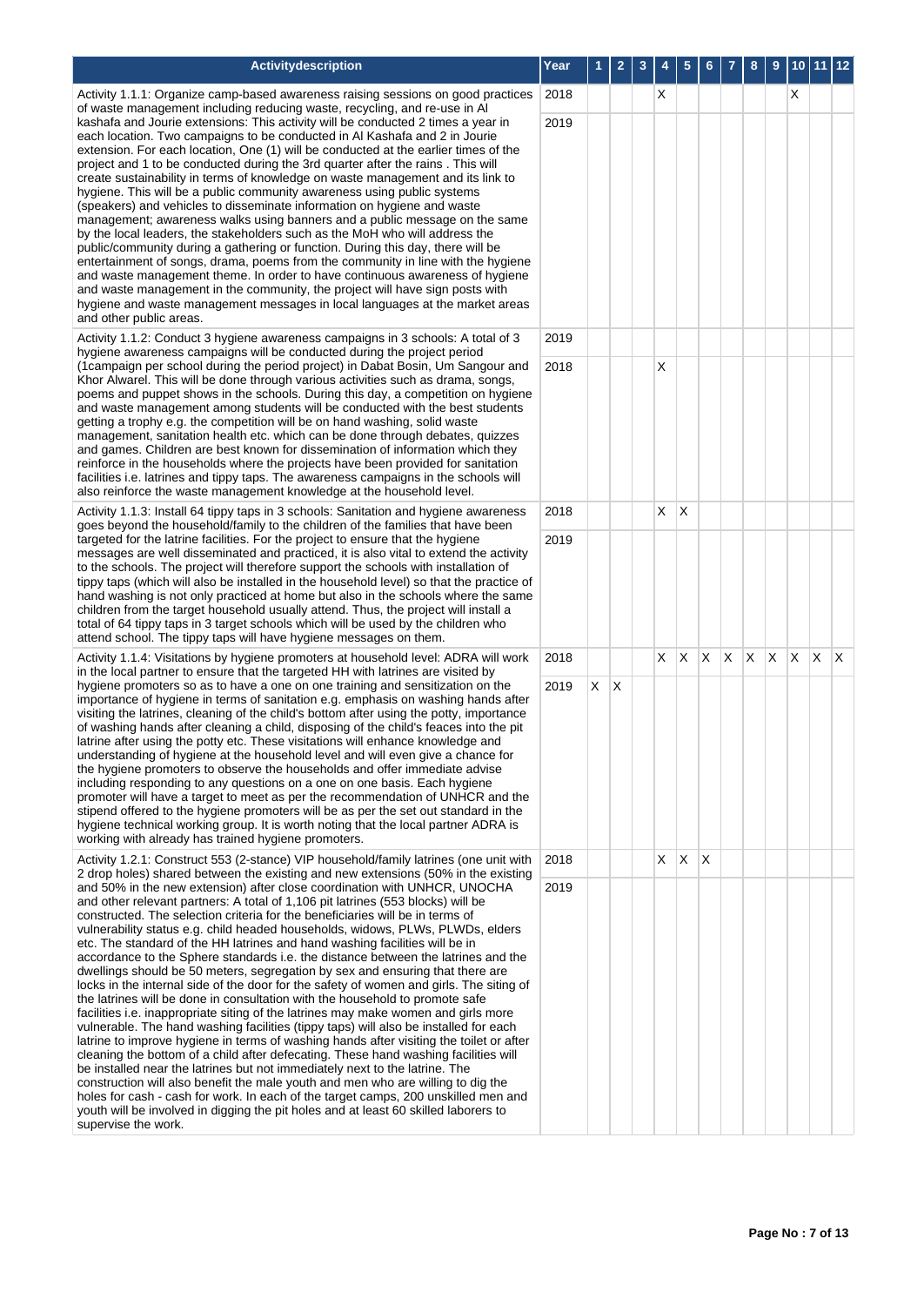| Activitydescription | Year | 1 | 2 | 3 | 4 | 5 | 6 | 7 | 8 | 9 | 10 | 11 | 12 |
|---|---|---|---|---|---|---|---|---|---|---|---|---|---|
| Activity 1.1.1: Organize camp-based awareness raising sessions on good practices of waste management including reducing waste, recycling, and re-use in Al kashafa and Jourie extensions: This activity will be conducted 2 times a year in each location. Two campaigns to be conducted in Al Kashafa and 2 in Jourie extension. For each location, One (1) will be conducted at the earlier times of the project and 1 to be conducted during the 3rd quarter after the rains . This will create sustainability in terms of knowledge on waste management and its link to hygiene. This will be a public community awareness using public systems (speakers) and vehicles to disseminate information on hygiene and waste management; awareness walks using banners and a public message on the same by the local leaders, the stakeholders such as the MoH who will address the public/community during a gathering or function. During this day, there will be entertainment of songs, drama, poems from the community in line with the hygiene and waste management theme. In order to have continuous awareness of hygiene and waste management in the community, the project will have sign posts with hygiene and waste management messages in local languages at the market areas and other public areas. | 2018 | | | | X | | | | | | X | | |
| | 2019 | | | | | | | | | | | | |
| Activity 1.1.2: Conduct 3 hygiene awareness campaigns in 3 schools: A total of 3 hygiene awareness campaigns will be conducted during the project period (1campaign per school during the period project) in Dabat Bosin, Um Sangour and Khor Alwarel. This will be done through various activities such as drama, songs, poems and puppet shows in the schools. During this day, a competition on hygiene and waste management among students will be conducted with the best students getting a trophy e.g. the competition will be on hand washing, solid waste management, sanitation health etc. which can be done through debates, quizzes and games. Children are best known for dissemination of information which they reinforce in the households where the projects have been provided for sanitation facilities i.e. latrines and tippy taps. The awareness campaigns in the schools will also reinforce the waste management knowledge at the household level. | 2019 | | | | | | | | | | | | |
| | 2018 | | | | X | | | | | | | | |
| Activity 1.1.3: Install 64 tippy taps in 3 schools: Sanitation and hygiene awareness goes beyond the household/family to the children of the families that have been targeted for the latrine facilities. For the project to ensure that the hygiene messages are well disseminated and practiced, it is also vital to extend the activity to the schools. The project will therefore support the schools with installation of tippy taps (which will also be installed in the household level) so that the practice of hand washing is not only practiced at home but also in the schools where the same children from the target household usually attend. Thus, the project will install a total of 64 tippy taps in 3 target schools which will be used by the children who attend school. The tippy taps will have hygiene messages on them. | 2018 | | | | X | X | | | | | | | |
| | 2019 | | | | | | | | | | | | |
| Activity 1.1.4: Visitations by hygiene promoters at household level: ADRA will work in the local partner to ensure that the targeted HH with latrines are visited by hygiene promoters so as to have a one on one training and sensitization on the importance of hygiene in terms of sanitation e.g. emphasis on washing hands after visiting the latrines, cleaning of the child's bottom after using the potty, importance of washing hands after cleaning a child, disposing of the child's feaces into the pit latrine after using the potty etc. These visitations will enhance knowledge and understanding of hygiene at the household level and will even give a chance for the hygiene promoters to observe the households and offer immediate advise including responding to any questions on a one on one basis. Each hygiene promoter will have a target to meet as per the recommendation of UNHCR and the stipend offered to the hygiene promoters will be as per the set out standard in the hygiene technical working group. It is worth noting that the local partner ADRA is working with already has trained hygiene promoters. | 2018 | | | | X | X | X | X | X | X | X | X | X |
| | 2019 | X | X | | | | | | | | | | |
| Activity 1.2.1: Construct 553 (2-stance) VIP household/family latrines (one unit with 2 drop holes) shared between the existing and new extensions (50% in the existing and 50% in the new extension) after close coordination with UNHCR, UNOCHA and other relevant partners: A total of 1,106 pit latrines (553 blocks) will be constructed. The selection criteria for the beneficiaries will be in terms of vulnerability status e.g. child headed households, widows, PLWs, PLWDs, elders etc. The standard of the HH latrines and hand washing facilities will be in accordance to the Sphere standards i.e. the distance between the latrines and the dwellings should be 50 meters, segregation by sex and ensuring that there are locks in the internal side of the door for the safety of women and girls. The siting of the latrines will be done in consultation with the household to promote safe facilities i.e. inappropriate siting of the latrines may make women and girls more vulnerable. The hand washing facilities (tippy taps) will also be installed for each latrine to improve hygiene in terms of washing hands after visiting the toilet or after cleaning the bottom of a child after defecating. These hand washing facilities will be installed near the latrines but not immediately next to the latrine. The construction will also benefit the male youth and men who are willing to dig the holes for cash - cash for work. In each of the target camps, 200 unskilled men and youth will be involved in digging the pit holes and at least 60 skilled laborers to supervise the work. | 2018 | | | | X | X | X | | | | | | |
| | 2019 | | | | | | | | | | | | |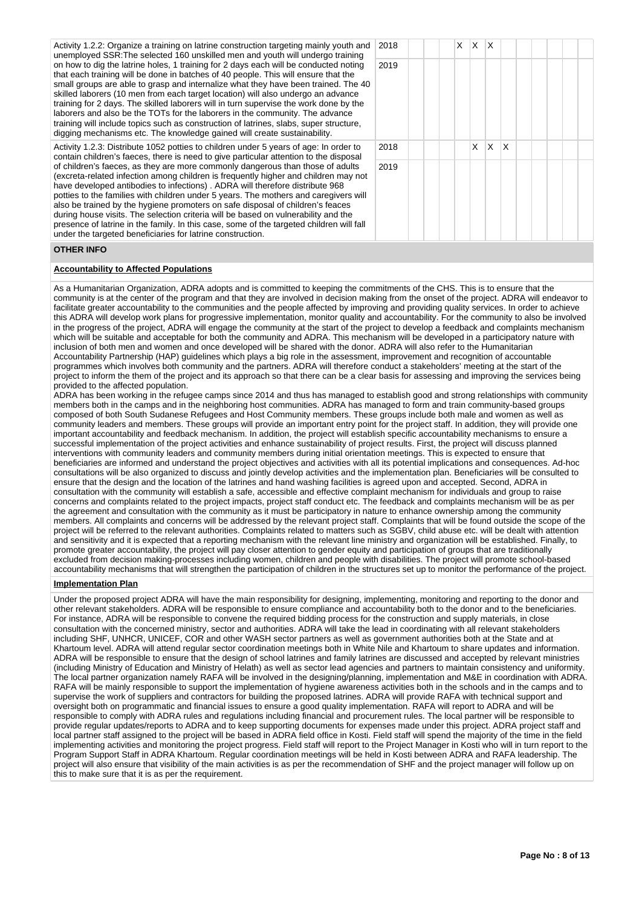| Activity | Year | 1 | 2 | 3 | 4 | 5 | 6 | 7 | 8 | 9 | 10 | 11 | 12 |
|---|---|---|---|---|---|---|---|---|---|---|---|---|---|
| Activity 1.2.2: Organize a training on latrine construction targeting mainly youth and unemployed SSR:The selected 160 unskilled men and youth will undergo training on how to dig the latrine holes, 1 training for 2 days each will be conducted noting that each training will be done in batches of 40 people. This will ensure that the small groups are able to grasp and internalize what they have been trained. The 40 skilled laborers (10 men from each target location) will also undergo an advance training for 2 days. The skilled laborers will in turn supervise the work done by the laborers and also be the TOTs for the laborers in the community. The advance training will include topics such as construction of latrines, slabs, super structure, digging mechanisms etc. The knowledge gained will create sustainability. | 2018 | | | | X | X | X | | | | | | |
| | 2019 | | | | | | | | | | | | |
| Activity 1.2.3: Distribute 1052 potties to children under 5 years of age: In order to contain children's faeces, there is need to give particular attention to the disposal of children's faeces, as they are more commonly dangerous than those of adults (excreta-related infection among children is frequently higher and children may not have developed antibodies to infections) . ADRA will therefore distribute 968 potties to the families with children under 5 years. The mothers and caregivers will also be trained by the hygiene promoters on safe disposal of children's feaces during house visits. The selection criteria will be based on vulnerability and the presence of latrine in the family. In this case, some of the targeted children will fall under the targeted beneficiaries for latrine construction. | 2018 | | | | | X | X | X | | | | | |
| | 2019 | | | | | | | | | | | | |

## OTHER INFO

### Accountability to Affected Populations

As a Humanitarian Organization, ADRA adopts and is committed to keeping the commitments of the CHS. This is to ensure that the community is at the center of the program and that they are involved in decision making from the onset of the project. ADRA will endeavor to facilitate greater accountability to the communities and the people affected by improving and providing quality services. In order to achieve this ADRA will develop work plans for progressive implementation, monitor quality and accountability. For the community to also be involved in the progress of the project, ADRA will engage the community at the start of the project to develop a feedback and complaints mechanism which will be suitable and acceptable for both the community and ADRA. This mechanism will be developed in a participatory nature with inclusion of both men and women and once developed will be shared with the donor. ADRA will also refer to the Humanitarian Accountability Partnership (HAP) guidelines which plays a big role in the assessment, improvement and recognition of accountable programmes which involves both community and the partners. ADRA will therefore conduct a stakeholders' meeting at the start of the project to inform the them of the project and its approach so that there can be a clear basis for assessing and improving the services being provided to the affected population.
ADRA has been working in the refugee camps since 2014 and thus has managed to establish good and strong relationships with community members both in the camps and in the neighboring host communities. ADRA has managed to form and train community-based groups composed of both South Sudanese Refugees and Host Community members. These groups include both male and women as well as community leaders and members. These groups will provide an important entry point for the project staff. In addition, they will provide one important accountability and feedback mechanism. In addition, the project will establish specific accountability mechanisms to ensure a successful implementation of the project activities and enhance sustainability of project results. First, the project will discuss planned interventions with community leaders and community members during initial orientation meetings. This is expected to ensure that beneficiaries are informed and understand the project objectives and activities with all its potential implications and consequences. Ad-hoc consultations will be also organized to discuss and jointly develop activities and the implementation plan. Beneficiaries will be consulted to ensure that the design and the location of the latrines and hand washing facilities is agreed upon and accepted. Second, ADRA in consultation with the community will establish a safe, accessible and effective complaint mechanism for individuals and group to raise concerns and complaints related to the project impacts, project staff conduct etc. The feedback and complaints mechanism will be as per the agreement and consultation with the community as it must be participatory in nature to enhance ownership among the community members. All complaints and concerns will be addressed by the relevant project staff. Complaints that will be found outside the scope of the project will be referred to the relevant authorities. Complaints related to matters such as SGBV, child abuse etc. will be dealt with attention and sensitivity and it is expected that a reporting mechanism with the relevant line ministry and organization will be established. Finally, to promote greater accountability, the project will pay closer attention to gender equity and participation of groups that are traditionally excluded from decision making-processes including women, children and people with disabilities. The project will promote school-based accountability mechanisms that will strengthen the participation of children in the structures set up to monitor the performance of the project.

### Implementation Plan

Under the proposed project ADRA will have the main responsibility for designing, implementing, monitoring and reporting to the donor and other relevant stakeholders. ADRA will be responsible to ensure compliance and accountability both to the donor and to the beneficiaries. For instance, ADRA will be responsible to convene the required bidding process for the construction and supply materials, in close consultation with the concerned ministry, sector and authorities. ADRA will take the lead in coordinating with all relevant stakeholders including SHF, UNHCR, UNICEF, COR and other WASH sector partners as well as government authorities both at the State and at Khartoum level. ADRA will attend regular sector coordination meetings both in White Nile and Khartoum to share updates and information. ADRA will be responsible to ensure that the design of school latrines and family latrines are discussed and accepted by relevant ministries (including Ministry of Education and Ministry of Helath) as well as sector lead agencies and partners to maintain consistency and uniformity. The local partner organization namely RAFA will be involved in the designing/planning, implementation and M&E in coordination with ADRA. RAFA will be mainly responsible to support the implementation of hygiene awareness activities both in the schools and in the camps and to supervise the work of suppliers and contractors for building the proposed latrines. ADRA will provide RAFA with technical support and oversight both on programmatic and financial issues to ensure a good quality implementation. RAFA will report to ADRA and will be responsible to comply with ADRA rules and regulations including financial and procurement rules. The local partner will be responsible to provide regular updates/reports to ADRA and to keep supporting documents for expenses made under this project. ADRA project staff and local partner staff assigned to the project will be based in ADRA field office in Kosti. Field staff will spend the majority of the time in the field implementing activities and monitoring the project progress. Field staff will report to the Project Manager in Kosti who will in turn report to the Program Support Staff in ADRA Khartoum. Regular coordination meetings will be held in Kosti between ADRA and RAFA leadership. The project will also ensure that visibility of the main activities is as per the recommendation of SHF and the project manager will follow up on this to make sure that it is as per the requirement.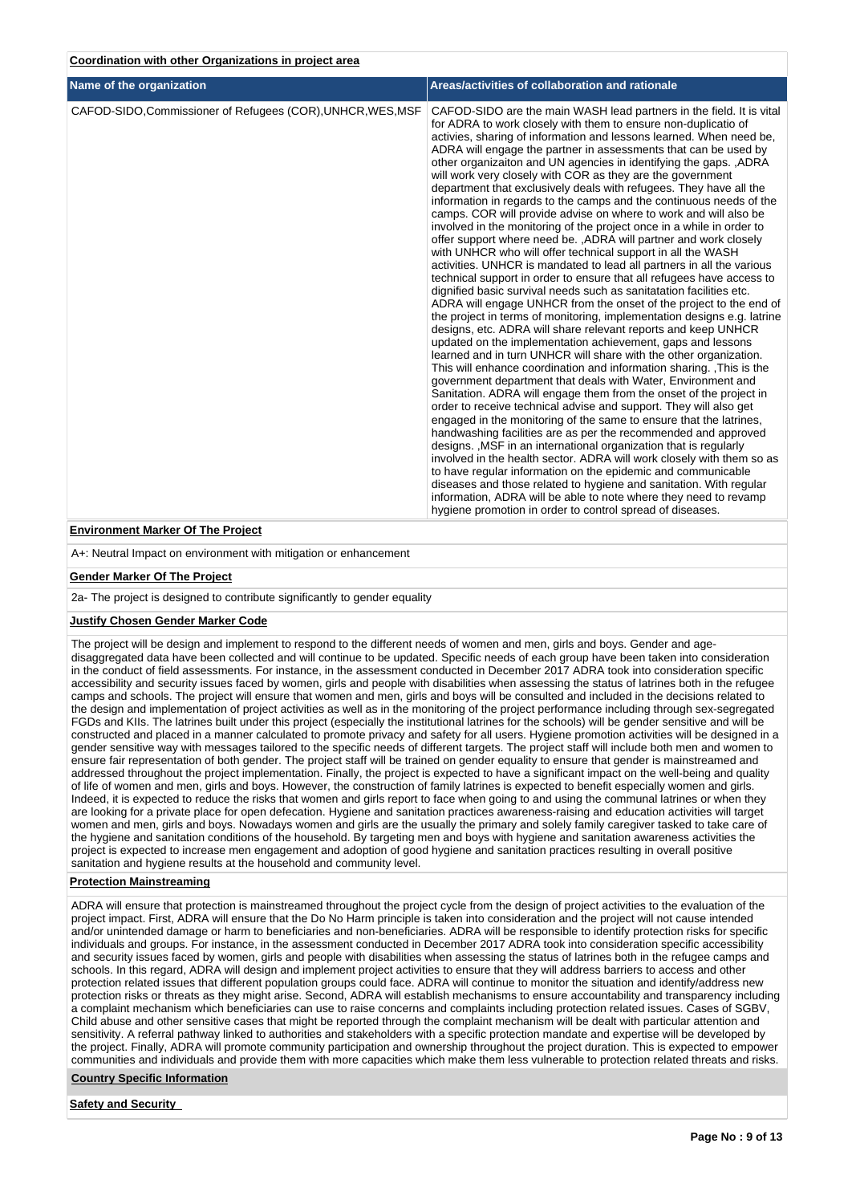**Coordination with other Organizations in project area**

| Name of the organization | Areas/activities of collaboration and rationale |
| --- | --- |
| CAFOD-SIDO,Commissioner of Refugees (COR),UNHCR,WES,MSF | CAFOD-SIDO are the main WASH lead partners in the field. It is vital for ADRA to work closely with them to ensure non-duplicatio of activies, sharing of information and lessons learned. When need be, ADRA will engage the partner in assessments that can be used by other organizaiton and UN agencies in identifying the gaps. ,ADRA will work very closely with COR as they are the government department that exclusively deals with refugees. They have all the information in regards to the camps and the continuous needs of the camps. COR will provide advise on where to work and will also be involved in the monitoring of the project once in a while in order to offer support where need be. ,ADRA will partner and work closely with UNHCR who will offer technical support in all the WASH activities. UNHCR is mandated to lead all partners in all the various technical support in order to ensure that all refugees have access to dignified basic survival needs such as sanitatation facilities etc. ADRA will engage UNHCR from the onset of the project to the end of the project in terms of monitoring, implementation designs e.g. latrine designs, etc. ADRA will share relevant reports and keep UNHCR updated on the implementation achievement, gaps and lessons learned and in turn UNHCR will share with the other organization. This will enhance coordination and information sharing. ,This is the government department that deals with Water, Environment and Sanitation. ADRA will engage them from the onset of the project in order to receive technical advise and support. They will also get engaged in the monitoring of the same to ensure that the latrines, handwashing facilities are as per the recommended and approved designs. ,MSF in an international organization that is regularly involved in the health sector. ADRA will work closely with them so as to have regular information on the epidemic and communicable diseases and those related to hygiene and sanitation. With regular information, ADRA will be able to note where they need to revamp hygiene promotion in order to control spread of diseases. |

**Environment Marker Of The Project**

A+: Neutral Impact on environment with mitigation or enhancement

**Gender Marker Of The Project**

2a- The project is designed to contribute significantly to gender equality

**Justify Chosen Gender Marker Code**

The project will be design and implement to respond to the different needs of women and men, girls and boys. Gender and age-disaggregated data have been collected and will continue to be updated. Specific needs of each group have been taken into consideration in the conduct of field assessments. For instance, in the assessment conducted in December 2017 ADRA took into consideration specific accessibility and security issues faced by women, girls and people with disabilities when assessing the status of latrines both in the refugee camps and schools. The project will ensure that women and men, girls and boys will be consulted and included in the decisions related to the design and implementation of project activities as well as in the monitoring of the project performance including through sex-segregated FGDs and KIIs. The latrines built under this project (especially the institutional latrines for the schools) will be gender sensitive and will be constructed and placed in a manner calculated to promote privacy and safety for all users. Hygiene promotion activities will be designed in a gender sensitive way with messages tailored to the specific needs of different targets. The project staff will include both men and women to ensure fair representation of both gender. The project staff will be trained on gender equality to ensure that gender is mainstreamed and addressed throughout the project implementation. Finally, the project is expected to have a significant impact on the well-being and quality of life of women and men, girls and boys. However, the construction of family latrines is expected to benefit especially women and girls. Indeed, it is expected to reduce the risks that women and girls report to face when going to and using the communal latrines or when they are looking for a private place for open defecation. Hygiene and sanitation practices awareness-raising and education activities will target women and men, girls and boys. Nowadays women and girls are the usually the primary and solely family caregiver tasked to take care of the hygiene and sanitation conditions of the household. By targeting men and boys with hygiene and sanitation awareness activities the project is expected to increase men engagement and adoption of good hygiene and sanitation practices resulting in overall positive sanitation and hygiene results at the household and community level.

**Protection Mainstreaming**

ADRA will ensure that protection is mainstreamed throughout the project cycle from the design of project activities to the evaluation of the project impact. First, ADRA will ensure that the Do No Harm principle is taken into consideration and the project will not cause intended and/or unintended damage or harm to beneficiaries and non-beneficiaries. ADRA will be responsible to identify protection risks for specific individuals and groups. For instance, in the assessment conducted in December 2017 ADRA took into consideration specific accessibility and security issues faced by women, girls and people with disabilities when assessing the status of latrines both in the refugee camps and schools. In this regard, ADRA will design and implement project activities to ensure that they will address barriers to access and other protection related issues that different population groups could face. ADRA will continue to monitor the situation and identify/address new protection risks or threats as they might arise. Second, ADRA will establish mechanisms to ensure accountability and transparency including a complaint mechanism which beneficiaries can use to raise concerns and complaints including protection related issues. Cases of SGBV, Child abuse and other sensitive cases that might be reported through the complaint mechanism will be dealt with particular attention and sensitivity. A referral pathway linked to authorities and stakeholders with a specific protection mandate and expertise will be developed by the project. Finally, ADRA will promote community participation and ownership throughout the project duration. This is expected to empower communities and individuals and provide them with more capacities which make them less vulnerable to protection related threats and risks.

**Country Specific Information**

**Safety and Security**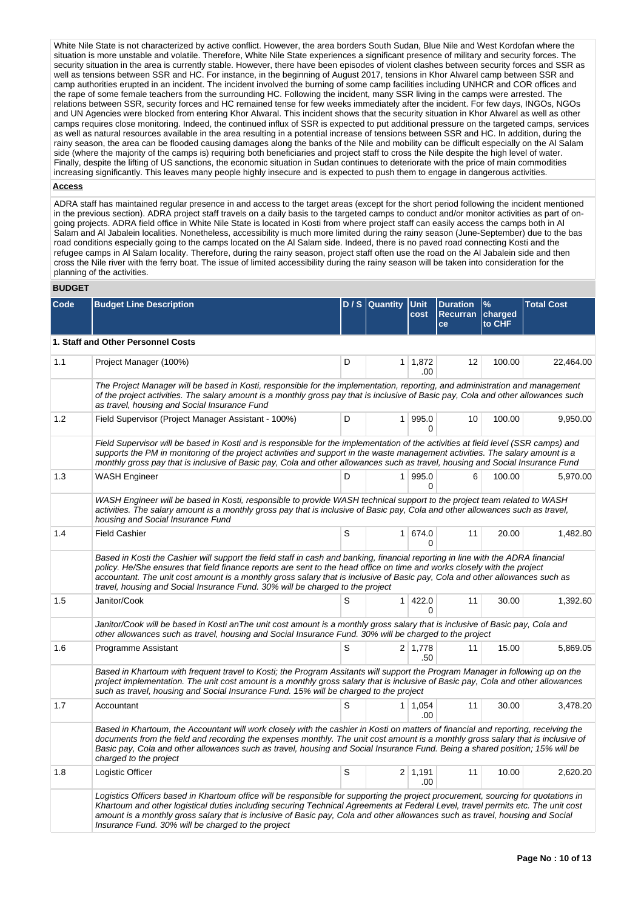White Nile State is not characterized by active conflict. However, the area borders South Sudan, Blue Nile and West Kordofan where the situation is more unstable and volatile. Therefore, White Nile State experiences a significant presence of military and security forces. The security situation in the area is currently stable. However, there have been episodes of violent clashes between security forces and SSR as well as tensions between SSR and HC. For instance, in the beginning of August 2017, tensions in Khor Alwarel camp between SSR and camp authorities erupted in an incident. The incident involved the burning of some camp facilities including UNHCR and COR offices and the rape of some female teachers from the surrounding HC. Following the incident, many SSR living in the camps were arrested. The relations between SSR, security forces and HC remained tense for few weeks immediately after the incident. For few days, INGOs, NGOs and UN Agencies were blocked from entering Khor Alwaral. This incident shows that the security situation in Khor Alwarel as well as other camps requires close monitoring. Indeed, the continued influx of SSR is expected to put additional pressure on the targeted camps, services as well as natural resources available in the area resulting in a potential increase of tensions between SSR and HC. In addition, during the rainy season, the area can be flooded causing damages along the banks of the Nile and mobility can be difficult especially on the Al Salam side (where the majority of the camps is) requiring both beneficiaries and project staff to cross the Nile despite the high level of water. Finally, despite the lifting of US sanctions, the economic situation in Sudan continues to deteriorate with the price of main commodities increasing significantly. This leaves many people highly insecure and is expected to push them to engage in dangerous activities.

**Access**

ADRA staff has maintained regular presence in and access to the target areas (except for the short period following the incident mentioned in the previous section). ADRA project staff travels on a daily basis to the targeted camps to conduct and/or monitor activities as part of on-going projects. ADRA field office in White Nile State is located in Kosti from where project staff can easily access the camps both in Al Salam and Al Jabalein localities. Nonetheless, accessibility is much more limited during the rainy season (June-September) due to the bas road conditions especially going to the camps located on the Al Salam side. Indeed, there is no paved road connecting Kosti and the refugee camps in Al Salam locality. Therefore, during the rainy season, project staff often use the road on the Al Jabalein side and then cross the Nile river with the ferry boat. The issue of limited accessibility during the rainy season will be taken into consideration for the planning of the activities.

## BUDGET

| Code | Budget Line Description | D / S | Quantity | Unit cost | Duration Recurrance | % charged to CHF | Total Cost |
|---|---|---|---|---|---|---|---|
| **1. Staff and Other Personnel Costs** | | | | | | | |
| 1.1 | Project Manager (100%) | D | 1 | 1,872.00 | 12 | 100.00 | 22,464.00 |
| | *The Project Manager will be based in Kosti, responsible for the implementation, reporting, and administration and management of the project activities. The salary amount is a monthly gross pay that is inclusive of Basic pay, Cola and other allowances such as travel, housing and Social Insurance Fund* | | | | | | |
| 1.2 | Field Supervisor (Project Manager Assistant - 100%) | D | 1 | 995.00 | 10 | 100.00 | 9,950.00 |
| | *Field Supervisor will be based in Kosti and is responsible for the implementation of the activities at field level (SSR camps) and supports the PM in monitoring of the project activities and support in the waste management activities. The salary amount is a monthly gross pay that is inclusive of Basic pay, Cola and other allowances such as travel, housing and Social Insurance Fund* | | | | | | |
| 1.3 | WASH Engineer | D | 1 | 995.00 | 6 | 100.00 | 5,970.00 |
| | *WASH Engineer will be based in Kosti, responsible to provide WASH technical support to the project team related to WASH activities. The salary amount is a monthly gross pay that is inclusive of Basic pay, Cola and other allowances such as travel, housing and Social Insurance Fund* | | | | | | |
| 1.4 | Field Cashier | S | 1 | 674.00 | 11 | 20.00 | 1,482.80 |
| | *Based in Kosti the Cashier will support the field staff in cash and banking, financial reporting in line with the ADRA financial policy. He/She ensures that field finance reports are sent to the head office on time and works closely with the project accountant. The unit cost amount is a monthly gross salary that is inclusive of Basic pay, Cola and other allowances such as travel, housing and Social Insurance Fund. 30% will be charged to the project* | | | | | | |
| 1.5 | Janitor/Cook | S | 1 | 422.00 | 11 | 30.00 | 1,392.60 |
| | *Janitor/Cook will be based in Kosti anThe unit cost amount is a monthly gross salary that is inclusive of Basic pay, Cola and other allowances such as travel, housing and Social Insurance Fund. 30% will be charged to the project* | | | | | | |
| 1.6 | Programme Assistant | S | 2 | 1,778.50 | 11 | 15.00 | 5,869.05 |
| | *Based in Khartoum with frequent travel to Kosti; the Program Assitants will support the Program Manager in following up on the project implementation. The unit cost amount is a monthly gross salary that is inclusive of Basic pay, Cola and other allowances such as travel, housing and Social Insurance Fund. 15% will be charged to the project* | | | | | | |
| 1.7 | Accountant | S | 1 | 1,054.00 | 11 | 30.00 | 3,478.20 |
| | *Based in Khartoum, the Accountant will work closely with the cashier in Kosti on matters of financial and reporting, receiving the documents from the field and recording the expenses monthly. The unit cost amount is a monthly gross salary that is inclusive of Basic pay, Cola and other allowances such as travel, housing and Social Insurance Fund. Being a shared position; 15% will be charged to the project* | | | | | | |
| 1.8 | Logistic Officer | S | 2 | 1,191.00 | 11 | 10.00 | 2,620.20 |
| | *Logistics Officers based in Khartoum office will be responsible for supporting the project procurement, sourcing for quotations in Khartoum and other logistical duties including securing Technical Agreements at Federal Level, travel permits etc. The unit cost amount is a monthly gross salary that is inclusive of Basic pay, Cola and other allowances such as travel, housing and Social Insurance Fund. 30% will be charged to the project* | | | | | | |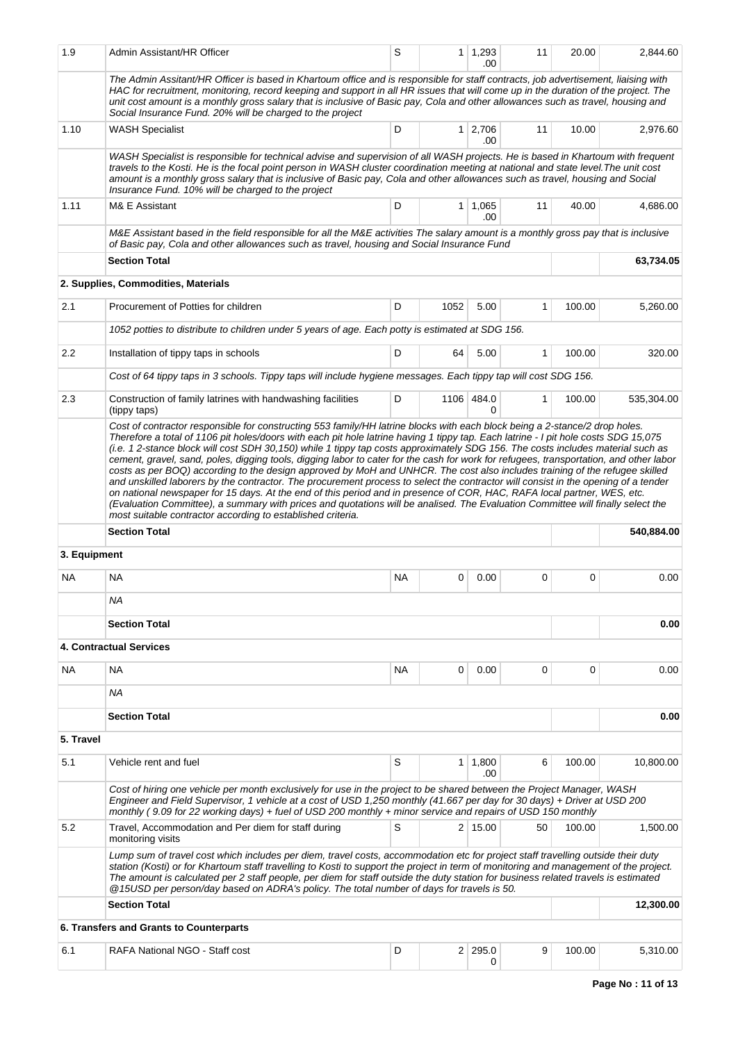| | | | | | | | |
|---|---|---|---|---|---|---|---|
| 1.9 | Admin Assistant/HR Officer | S | 1 | 1,293.00 | 11 | 20.00 | 2,844.60 |
| | *The Admin Assitant/HR Officer is based in Khartoum office and is responsible for staff contracts, job advertisement, liaising with HAC for recruitment, monitoring, record keeping and support in all HR issues that will come up in the duration of the project. The unit cost amount is a monthly gross salary that is inclusive of Basic pay, Cola and other allowances such as travel, housing and Social Insurance Fund. 20% will be charged to the project* | | | | | | |
| 1.10 | WASH Specialist | D | 1 | 2,706.00 | 11 | 10.00 | 2,976.60 |
| | *WASH Specialist is responsible for technical advise and supervision of all WASH projects. He is based in Khartoum with frequent travels to the Kosti. He is the focal point person in WASH cluster coordination meeting at national and state level.The unit cost amount is a monthly gross salary that is inclusive of Basic pay, Cola and other allowances such as travel, housing and Social Insurance Fund. 10% will be charged to the project* | | | | | | |
| 1.11 | M& E Assistant | D | 1 | 1,065.00 | 11 | 40.00 | 4,686.00 |
| | *M&E Assistant based in the field responsible for all the M&E activities The salary amount is a monthly gross pay that is inclusive of Basic pay, Cola and other allowances such as travel, housing and Social Insurance Fund* | | | | | | |
| | **Section Total** | | | | | | **63,734.05** |
| | **2. Supplies, Commodities, Materials** | | | | | | |
| 2.1 | Procurement of Potties for children | D | 1052 | 5.00 | 1 | 100.00 | 5,260.00 |
| | *1052 potties to distribute to children under 5 years of age. Each potty is estimated at SDG 156.* | | | | | | |
| 2.2 | Installation of tippy taps in schools | D | 64 | 5.00 | 1 | 100.00 | 320.00 |
| | *Cost of 64 tippy taps in 3 schools. Tippy taps will include hygiene messages. Each tippy tap will cost SDG 156.* | | | | | | |
| 2.3 | Construction of family latrines with handwashing facilities (tippy taps) | D | 1106 | 484.00 | 1 | 100.00 | 535,304.00 |
| | *Cost of contractor responsible for constructing 553 family/HH latrine blocks with each block being a 2-stance/2 drop holes. Therefore a total of 1106 pit holes/doors with each pit hole latrine having 1 tippy tap. Each latrine - I pit hole costs SDG 15,075 (i.e. 1 2-stance block will cost SDH 30,150) while 1 tippy tap costs approximately SDG 156. The costs includes material such as cement, gravel, sand, poles, digging tools, digging labor to cater for the cash for work for refugees, transportation, and other labor costs as per BOQ) according to the design approved by MoH and UNHCR. The cost also includes training of the refugee skilled and unskilled laborers by the contractor. The procurement process to select the contractor will consist in the opening of a tender on national newspaper for 15 days. At the end of this period and in presence of COR, HAC, RAFA local partner, WES, etc. (Evaluation Committee), a summary with prices and quotations will be analised. The Evaluation Committee will finally select the most suitable contractor according to established criteria.* | | | | | | |
| | **Section Total** | | | | | | **540,884.00** |
| **3. Equipment** | | | | | | | |
| NA | NA | NA | 0 | 0.00 | 0 | 0 | 0.00 |
| | *NA* | | | | | | |
| | **Section Total** | | | | | | **0.00** |
| | **4. Contractual Services** | | | | | | |
| NA | NA | NA | 0 | 0.00 | 0 | 0 | 0.00 |
| | *NA* | | | | | | |
| | **Section Total** | | | | | | **0.00** |
| **5. Travel** | | | | | | | |
| 5.1 | Vehicle rent and fuel | S | 1 | 1,800.00 | 6 | 100.00 | 10,800.00 |
| | *Cost of hiring one vehicle per month exclusively for use in the project to be shared between the Project Manager, WASH Engineer and Field Supervisor, 1 vehicle at a cost of USD 1,250 monthly (41.667 per day for 30 days) + Driver at USD 200 monthly ( 9.09 for 22 working days) + fuel of USD 200 monthly + minor service and repairs of USD 150 monthly* | | | | | | |
| 5.2 | Travel, Accommodation and Per diem for staff during monitoring visits | S | 2 | 15.00 | 50 | 100.00 | 1,500.00 |
| | *Lump sum of travel cost which includes per diem, travel costs, accommodation etc for project staff travelling outside their duty station (Kosti) or for Khartoum staff travelling to Kosti to support the project in term of monitoring and management of the project. The amount is calculated per 2 staff people, per diem for staff outside the duty station for business related travels is estimated @15USD per person/day based on ADRA's policy. The total number of days for travels is 50.* | | | | | | |
| | **Section Total** | | | | | | **12,300.00** |
| | **6. Transfers and Grants to Counterparts** | | | | | | |
| 6.1 | RAFA National NGO - Staff cost | D | 2 | 295.00 | 9 | 100.00 | 5,310.00 |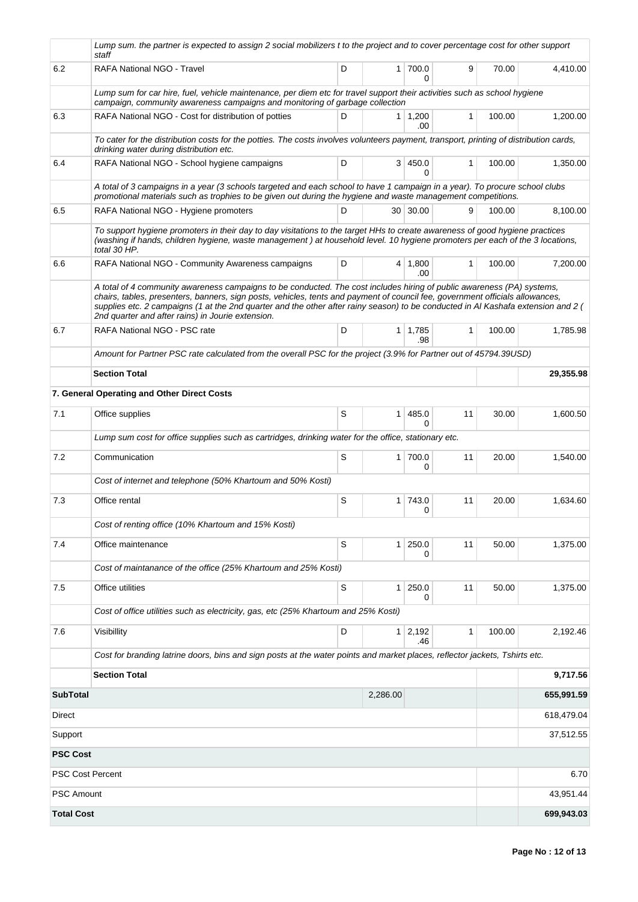| | | | | | | | |
|---|---|---|---|---|---|---|---|
| | *Lump sum. the partner is expected to assign 2 social mobilizers t to the project and to cover percentage cost for other support staff* | | | | | | |
| 6.2 | RAFA National NGO - Travel | D | 1 | 700.00 | 9 | 70.00 | 4,410.00 |
| | *Lump sum for car hire, fuel, vehicle maintenance, per diem etc for travel support their activities such as school hygiene campaign, community awareness campaigns and monitoring of garbage collection* | | | | | | |
| 6.3 | RAFA National NGO - Cost for distribution of potties | D | 1 | 1,200.00 | 1 | 100.00 | 1,200.00 |
| | *To cater for the distribution costs for the potties. The costs involves volunteers payment, transport, printing of distribution cards, drinking water during distribution etc.* | | | | | | |
| 6.4 | RAFA National NGO - School hygiene campaigns | D | 3 | 450.00 | 1 | 100.00 | 1,350.00 |
| | *A total of 3 campaigns in a year (3 schools targeted and each school to have 1 campaign in a year). To procure school clubs promotional materials such as trophies to be given out during the hygiene and waste management competitions.* | | | | | | |
| 6.5 | RAFA National NGO - Hygiene promoters | D | 30 | 30.00 | 9 | 100.00 | 8,100.00 |
| | *To support hygiene promoters in their day to day visitations to the target HHs to create awareness of good hygiene practices (washing if hands, children hygiene, waste management ) at household level. 10 hygiene promoters per each of the 3 locations, total 30 HP.* | | | | | | |
| 6.6 | RAFA National NGO - Community Awareness campaigns | D | 4 | 1,800.00 | 1 | 100.00 | 7,200.00 |
| | *A total of 4 community awareness campaigns to be conducted. The cost includes hiring of public awareness (PA) systems, chairs, tables, presenters, banners, sign posts, vehicles, tents and payment of council fee, government officials allowances, supplies etc. 2 campaigns (1 at the 2nd quarter and the other after rainy season) to be conducted in Al Kashafa extension and 2 ( 2nd quarter and after rains) in Jourie extension.* | | | | | | |
| 6.7 | RAFA National NGO - PSC rate | D | 1 | 1,785.98 | 1 | 100.00 | 1,785.98 |
| | *Amount for Partner PSC rate calculated from the overall PSC for the project (3.9% for Partner out of 45794.39USD)* | | | | | | |
| | **Section Total** | | | | | | **29,355.98** |
| | **7. General Operating and Other Direct Costs** | | | | | | |
| 7.1 | Office supplies | S | 1 | 485.00 | 11 | 30.00 | 1,600.50 |
| | *Lump sum cost for office supplies such as cartridges, drinking water for the office, stationary etc.* | | | | | | |
| 7.2 | Communication | S | 1 | 700.00 | 11 | 20.00 | 1,540.00 |
| | *Cost of internet and telephone (50% Khartoum and 50% Kosti)* | | | | | | |
| 7.3 | Office rental | S | 1 | 743.00 | 11 | 20.00 | 1,634.60 |
| | *Cost of renting office (10% Khartoum and 15% Kosti)* | | | | | | |
| 7.4 | Office maintenance | S | 1 | 250.00 | 11 | 50.00 | 1,375.00 |
| | *Cost of maintanance of the office (25% Khartoum and 25% Kosti)* | | | | | | |
| 7.5 | Office utilities | S | 1 | 250.00 | 11 | 50.00 | 1,375.00 |
| | *Cost of office utilities such as electricity, gas, etc (25% Khartoum and 25% Kosti)* | | | | | | |
| 7.6 | Visibillity | D | 1 | 2,192.46 | 1 | 100.00 | 2,192.46 |
| | *Cost for branding latrine doors, bins and sign posts at the water points and market places, reflector jackets, Tshirts etc.* | | | | | | |
| | **Section Total** | | | | | | **9,717.56** |
| **SubTotal** | | | 2,286.00 | | | | **655,991.59** |
| Direct | | | | | | | 618,479.04 |
| Support | | | | | | | 37,512.55 |
| **PSC Cost** | | | | | | | |
| PSC Cost Percent | | | | | | | 6.70 |
| PSC Amount | | | | | | | 43,951.44 |
| **Total Cost** | | | | | | | **699,943.03** |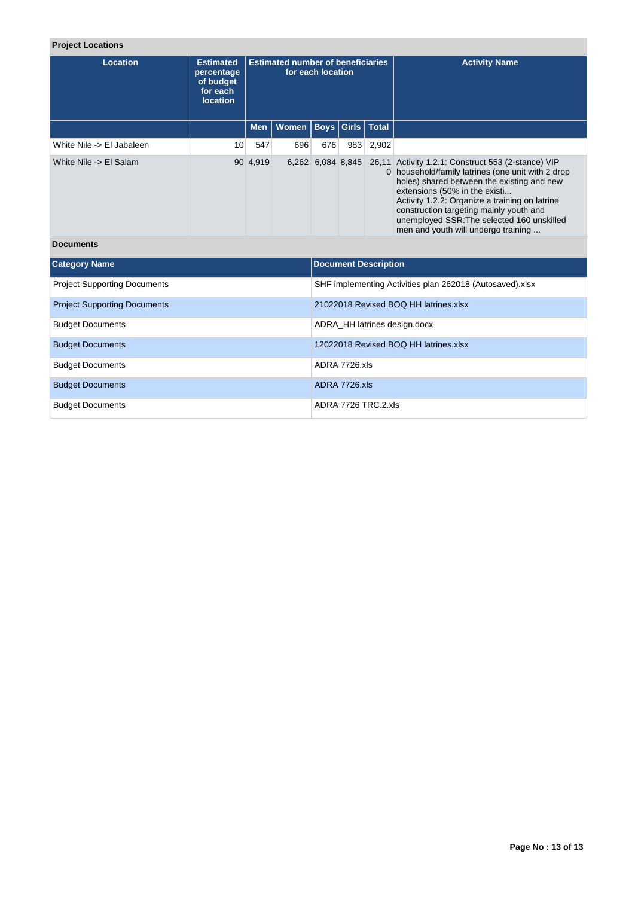**Project Locations**

| Location | Estimated percentage of budget for each location | Estimated number of beneficiaries for each location | | | | | Activity Name |
|---|---|---|---|---|---|---|---|
| | | Men | Women | Boys | Girls | Total | |
| White Nile -> El Jabaleen | 10 | 547 | 696 | 676 | 983 | 2,902 | |
| White Nile -> El Salam | 90 | 4,919 | 6,262 | 6,084 | 8,845 | 26,110 | Activity 1.2.1: Construct 553 (2-stance) VIP household/family latrines (one unit with 2 drop holes) shared between the existing and new extensions (50% in the existi... Activity 1.2.2: Organize a training on latrine construction targeting mainly youth and unemployed SSR:The selected 160 unskilled men and youth will undergo training ... |

**Documents**

| Category Name | Document Description |
|---|---|
| Project Supporting Documents | SHF implementing Activities plan 262018 (Autosaved).xlsx |
| Project Supporting Documents | 21022018 Revised BOQ HH latrines.xlsx |
| Budget Documents | ADRA_HH latrines design.docx |
| Budget Documents | 12022018 Revised BOQ HH latrines.xlsx |
| Budget Documents | ADRA 7726.xls |
| Budget Documents | ADRA 7726.xls |
| Budget Documents | ADRA 7726 TRC.2.xls |